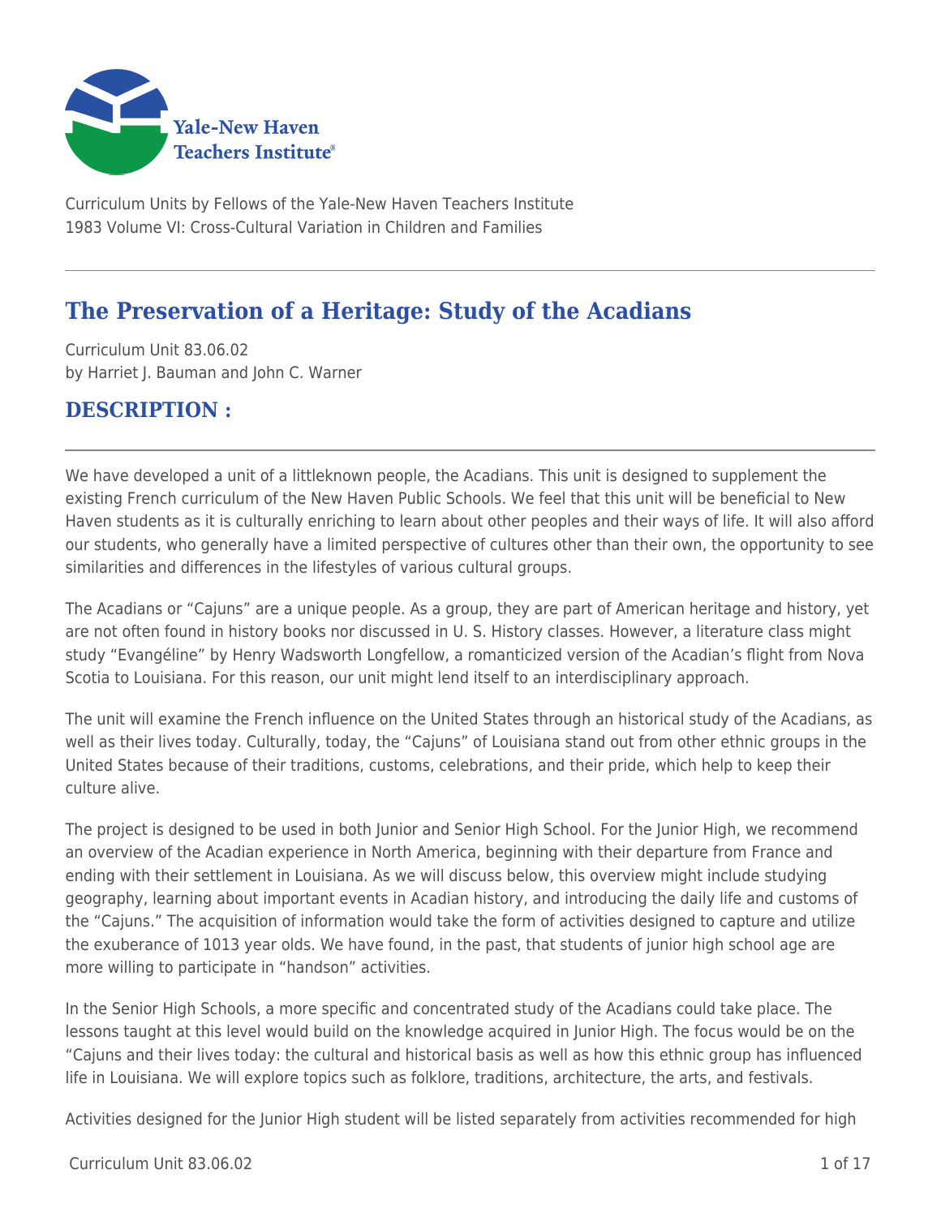Curriculum Units by Fellows of the Yale-New Haven Teachers Institute
1983 Volume VI: Cross-Cultural Variation in Children and Families

# The Preservation of a Heritage: Study of the Acadians

Curriculum Unit 83.06.02
by Harriet J. Bauman and John C. Warner

## DESCRIPTION :

We have developed a unit of a littleknown people, the Acadians. This unit is designed to supplement the existing French curriculum of the New Haven Public Schools. We feel that this unit will be beneficial to New Haven students as it is culturally enriching to learn about other peoples and their ways of life. It will also afford our students, who generally have a limited perspective of cultures other than their own, the opportunity to see similarities and differences in the lifestyles of various cultural groups.

The Acadians or "Cajuns" are a unique people. As a group, they are part of American heritage and history, yet are not often found in history books nor discussed in U. S. History classes. However, a literature class might study "Evangéline" by Henry Wadsworth Longfellow, a romanticized version of the Acadian's flight from Nova Scotia to Louisiana. For this reason, our unit might lend itself to an interdisciplinary approach.

The unit will examine the French influence on the United States through an historical study of the Acadians, as well as their lives today. Culturally, today, the "Cajuns" of Louisiana stand out from other ethnic groups in the United States because of their traditions, customs, celebrations, and their pride, which help to keep their culture alive.

The project is designed to be used in both Junior and Senior High School. For the Junior High, we recommend an overview of the Acadian experience in North America, beginning with their departure from France and ending with their settlement in Louisiana. As we will discuss below, this overview might include studying geography, learning about important events in Acadian history, and introducing the daily life and customs of the "Cajuns." The acquisition of information would take the form of activities designed to capture and utilize the exuberance of 1013 year olds. We have found, in the past, that students of junior high school age are more willing to participate in "handson" activities.

In the Senior High Schools, a more specific and concentrated study of the Acadians could take place. The lessons taught at this level would build on the knowledge acquired in Junior High. The focus would be on the "Cajuns and their lives today: the cultural and historical basis as well as how this ethnic group has influenced life in Louisiana. We will explore topics such as folklore, traditions, architecture, the arts, and festivals.

Activities designed for the Junior High student will be listed separately from activities recommended for high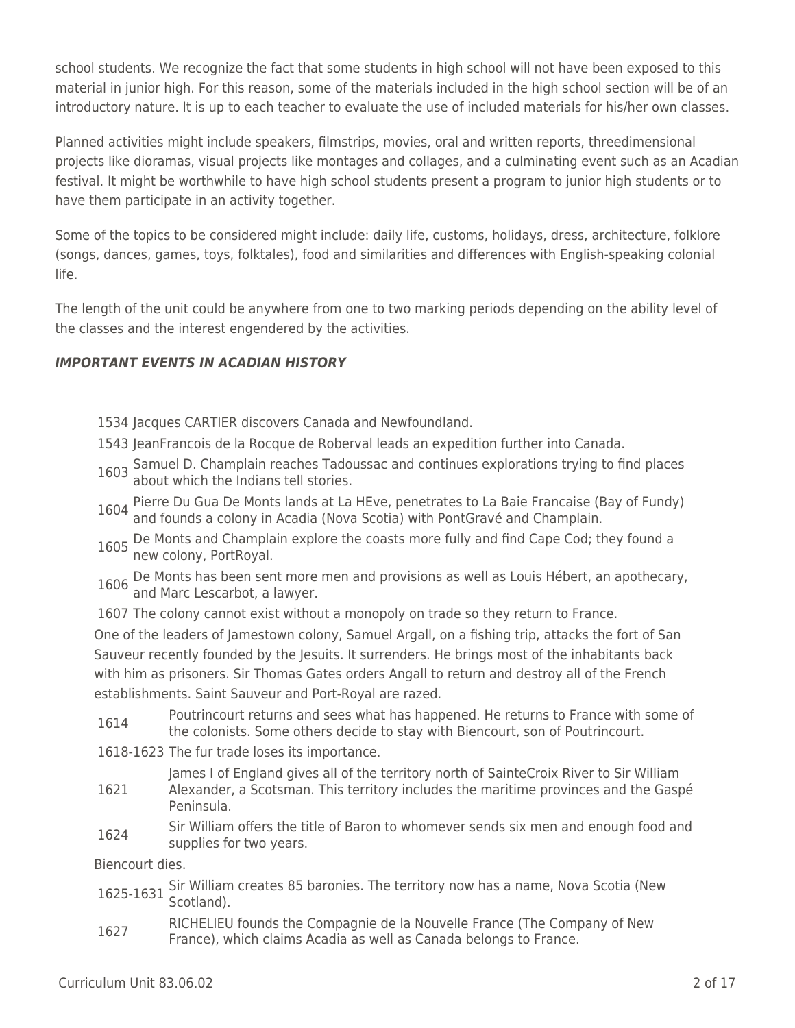school students. We recognize the fact that some students in high school will not have been exposed to this material in junior high. For this reason, some of the materials included in the high school section will be of an introductory nature. It is up to each teacher to evaluate the use of included materials for his/her own classes.

Planned activities might include speakers, filmstrips, movies, oral and written reports, threedimensional projects like dioramas, visual projects like montages and collages, and a culminating event such as an Acadian festival. It might be worthwhile to have high school students present a program to junior high students or to have them participate in an activity together.

Some of the topics to be considered might include: daily life, customs, holidays, dress, architecture, folklore (songs, dances, games, toys, folktales), food and similarities and differences with English-speaking colonial life.

The length of the unit could be anywhere from one to two marking periods depending on the ability level of the classes and the interest engendered by the activities.

***IMPORTANT EVENTS IN ACADIAN HISTORY***

1534 Jacques CARTIER discovers Canada and Newfoundland.

1543 JeanFrancois de la Rocque de Roberval leads an expedition further into Canada.

1603 Samuel D. Champlain reaches Tadoussac and continues explorations trying to find places about which the Indians tell stories.

1604 Pierre Du Gua De Monts lands at La HEve, penetrates to La Baie Francaise (Bay of Fundy) and founds a colony in Acadia (Nova Scotia) with PontGravé and Champlain.

1605 De Monts and Champlain explore the coasts more fully and find Cape Cod; they found a new colony, PortRoyal.

1606 De Monts has been sent more men and provisions as well as Louis Hébert, an apothecary, and Marc Lescarbot, a lawyer.

1607 The colony cannot exist without a monopoly on trade so they return to France.

One of the leaders of Jamestown colony, Samuel Argall, on a fishing trip, attacks the fort of San Sauveur recently founded by the Jesuits. It surrenders. He brings most of the inhabitants back with him as prisoners. Sir Thomas Gates orders Angall to return and destroy all of the French establishments. Saint Sauveur and Port-Royal are razed.

| | |
|---|---|
| 1614 | Poutrincourt returns and sees what has happened. He returns to France with some of the colonists. Some others decide to stay with Biencourt, son of Poutrincourt. |
| 1618-1623 | The fur trade loses its importance. |
| 1621 | James I of England gives all of the territory north of SainteCroix River to Sir William Alexander, a Scotsman. This territory includes the maritime provinces and the Gaspé Peninsula. |
| 1624 | Sir William offers the title of Baron to whomever sends six men and enough food and supplies for two years. |

Biencourt dies.

| | |
|---|---|
| 1625-1631 | Sir William creates 85 baronies. The territory now has a name, Nova Scotia (New Scotland). |
| 1627 | RICHELIEU founds the Compagnie de la Nouvelle France (The Company of New France), which claims Acadia as well as Canada belongs to France. |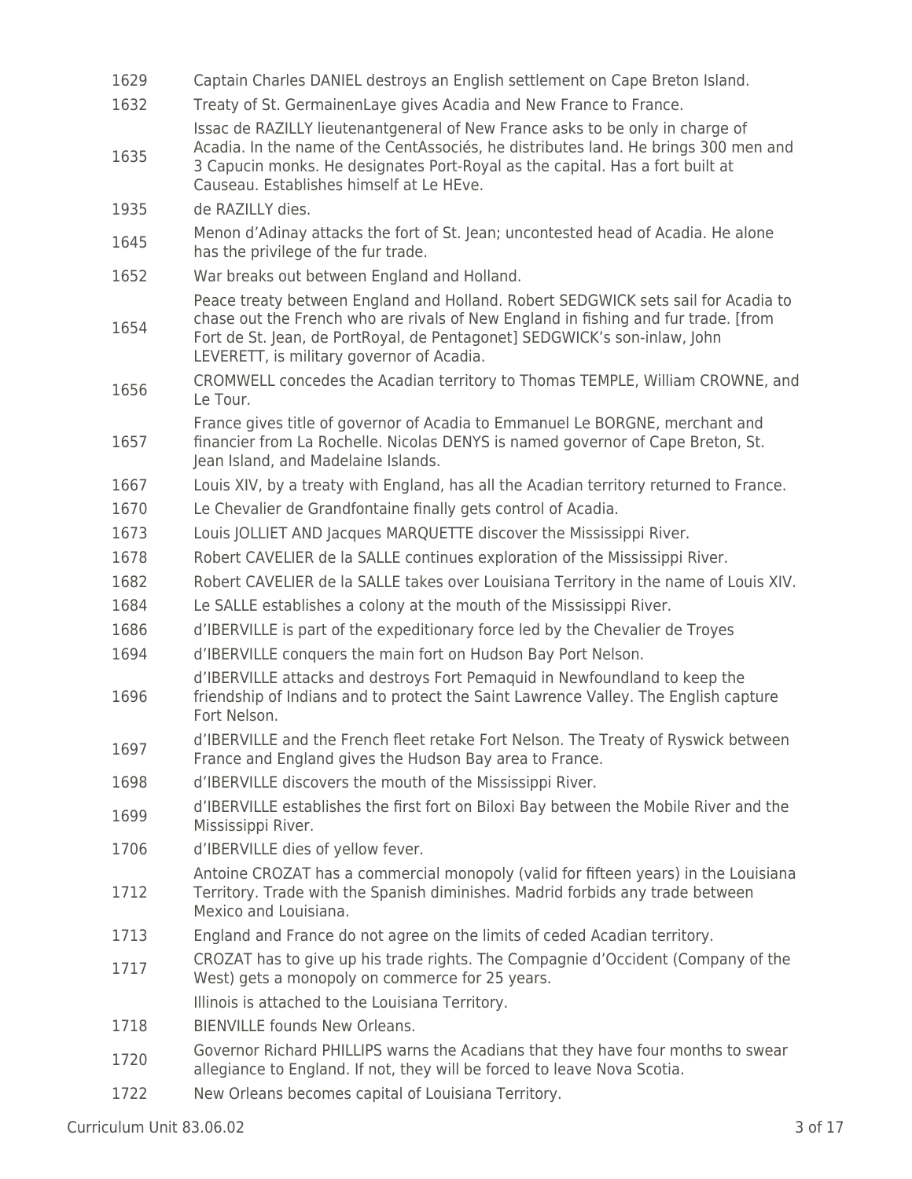| | |
|---|---|
| 1629 | Captain Charles DANIEL destroys an English settlement on Cape Breton Island. |
| 1632 | Treaty of St. GermainenLaye gives Acadia and New France to France. |
| 1635 | Issac de RAZILLY lieutenantgeneral of New France asks to be only in charge of Acadia. In the name of the CentAssociés, he distributes land. He brings 300 men and 3 Capucin monks. He designates Port-Royal as the capital. Has a fort built at Causeau. Establishes himself at Le HEve. |
| 1935 | de RAZILLY dies. |
| 1645 | Menon d'Adinay attacks the fort of St. Jean; uncontested head of Acadia. He alone has the privilege of the fur trade. |
| 1652 | War breaks out between England and Holland. |
| 1654 | Peace treaty between England and Holland. Robert SEDGWICK sets sail for Acadia to chase out the French who are rivals of New England in fishing and fur trade. [from Fort de St. Jean, de PortRoyal, de Pentagonet] SEDGWICK's son-inlaw, John LEVERETT, is military governor of Acadia. |
| 1656 | CROMWELL concedes the Acadian territory to Thomas TEMPLE, William CROWNE, and Le Tour. |
| 1657 | France gives title of governor of Acadia to Emmanuel Le BORGNE, merchant and financier from La Rochelle. Nicolas DENYS is named governor of Cape Breton, St. Jean Island, and Madelaine Islands. |
| 1667 | Louis XIV, by a treaty with England, has all the Acadian territory returned to France. |
| 1670 | Le Chevalier de Grandfontaine finally gets control of Acadia. |
| 1673 | Louis JOLLIET AND Jacques MARQUETTE discover the Mississippi River. |
| 1678 | Robert CAVELIER de la SALLE continues exploration of the Mississippi River. |
| 1682 | Robert CAVELIER de la SALLE takes over Louisiana Territory in the name of Louis XIV. |
| 1684 | Le SALLE establishes a colony at the mouth of the Mississippi River. |
| 1686 | d'IBERVILLE is part of the expeditionary force led by the Chevalier de Troyes |
| 1694 | d'IBERVILLE conquers the main fort on Hudson Bay Port Nelson. |
| 1696 | d'IBERVILLE attacks and destroys Fort Pemaquid in Newfoundland to keep the friendship of Indians and to protect the Saint Lawrence Valley. The English capture Fort Nelson. |
| 1697 | d'IBERVILLE and the French fleet retake Fort Nelson. The Treaty of Ryswick between France and England gives the Hudson Bay area to France. |
| 1698 | d'IBERVILLE discovers the mouth of the Mississippi River. |
| 1699 | d'IBERVILLE establishes the first fort on Biloxi Bay between the Mobile River and the Mississippi River. |
| 1706 | d'IBERVILLE dies of yellow fever. |
| 1712 | Antoine CROZAT has a commercial monopoly (valid for fifteen years) in the Louisiana Territory. Trade with the Spanish diminishes. Madrid forbids any trade between Mexico and Louisiana. |
| 1713 | England and France do not agree on the limits of ceded Acadian territory. |
| 1717 | CROZAT has to give up his trade rights. The Compagnie d'Occident (Company of the West) gets a monopoly on commerce for 25 years. |
| | Illinois is attached to the Louisiana Territory. |
| 1718 | BIENVILLE founds New Orleans. |
| 1720 | Governor Richard PHILLIPS warns the Acadians that they have four months to swear allegiance to England. If not, they will be forced to leave Nova Scotia. |
| 1722 | New Orleans becomes capital of Louisiana Territory. |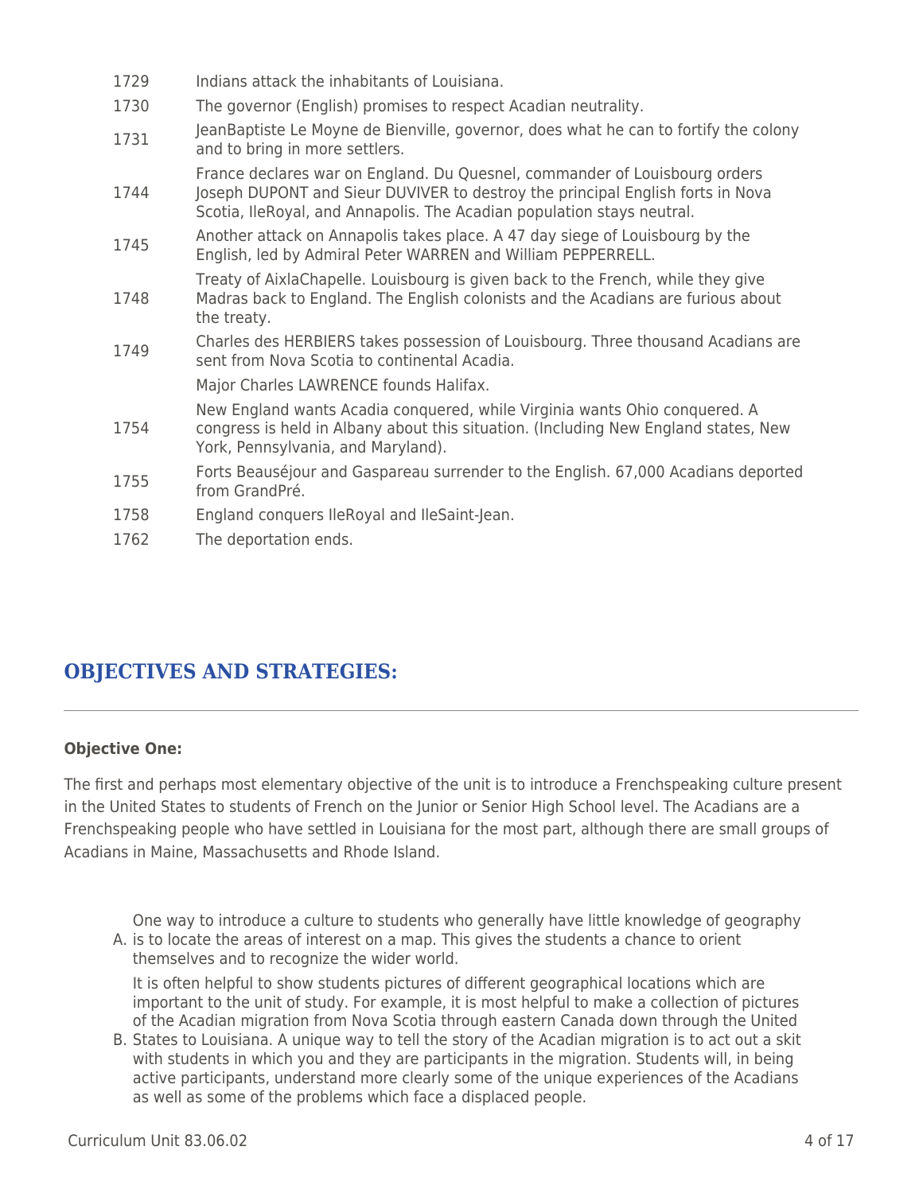| | |
|---|---|
| 1729 | Indians attack the inhabitants of Louisiana. |
| 1730 | The governor (English) promises to respect Acadian neutrality. |
| 1731 | JeanBaptiste Le Moyne de Bienville, governor, does what he can to fortify the colony and to bring in more settlers. |
| 1744 | France declares war on England. Du Quesnel, commander of Louisbourg orders Joseph DUPONT and Sieur DUVIVER to destroy the principal English forts in Nova Scotia, IleRoyal, and Annapolis. The Acadian population stays neutral. |
| 1745 | Another attack on Annapolis takes place. A 47 day siege of Louisbourg by the English, led by Admiral Peter WARREN and William PEPPERRELL. |
| 1748 | Treaty of AixlaChapelle. Louisbourg is given back to the French, while they give Madras back to England. The English colonists and the Acadians are furious about the treaty. |
| 1749 | Charles des HERBIERS takes possession of Louisbourg. Three thousand Acadians are sent from Nova Scotia to continental Acadia. |
| | Major Charles LAWRENCE founds Halifax. |
| 1754 | New England wants Acadia conquered, while Virginia wants Ohio conquered. A congress is held in Albany about this situation. (Including New England states, New York, Pennsylvania, and Maryland). |
| 1755 | Forts Beauséjour and Gaspareau surrender to the English. 67,000 Acadians deported from GrandPré. |
| 1758 | England conquers IleRoyal and IleSaint-Jean. |
| 1762 | The deportation ends. |

## OBJECTIVES AND STRATEGIES:

**Objective One:**

The first and perhaps most elementary objective of the unit is to introduce a Frenchspeaking culture present in the United States to students of French on the Junior or Senior High School level. The Acadians are a Frenchspeaking people who have settled in Louisiana for the most part, although there are small groups of Acadians in Maine, Massachusetts and Rhode Island.

A. One way to introduce a culture to students who generally have little knowledge of geography is to locate the areas of interest on a map. This gives the students a chance to orient themselves and to recognize the wider world.

B. It is often helpful to show students pictures of different geographical locations which are important to the unit of study. For example, it is most helpful to make a collection of pictures of the Acadian migration from Nova Scotia through eastern Canada down through the United States to Louisiana. A unique way to tell the story of the Acadian migration is to act out a skit with students in which you and they are participants in the migration. Students will, in being active participants, understand more clearly some of the unique experiences of the Acadians as well as some of the problems which face a displaced people.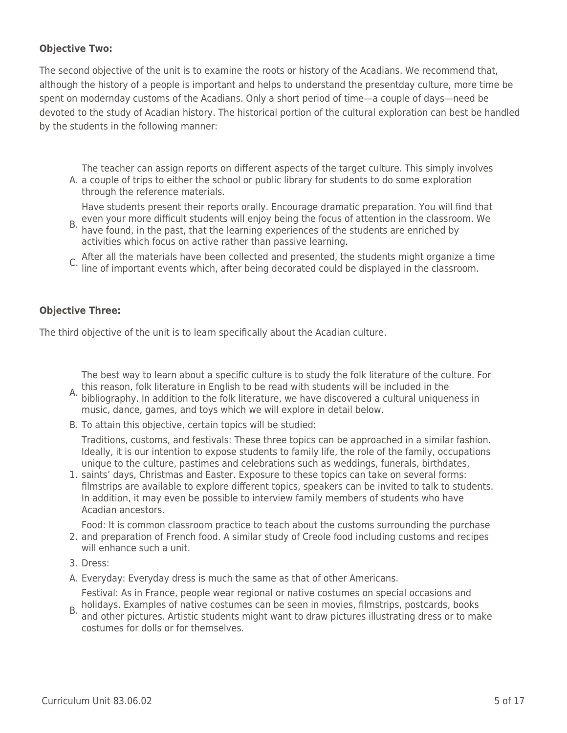**Objective Two:**

The second objective of the unit is to examine the roots or history of the Acadians. We recommend that, although the history of a people is important and helps to understand the presentday culture, more time be spent on modernday customs of the Acadians. Only a short period of time—a couple of days—need be devoted to the study of Acadian history. The historical portion of the cultural exploration can best be handled by the students in the following manner:

A. The teacher can assign reports on different aspects of the target culture. This simply involves a couple of trips to either the school or public library for students to do some exploration through the reference materials.

B. Have students present their reports orally. Encourage dramatic preparation. You will find that even your more difficult students will enjoy being the focus of attention in the classroom. We have found, in the past, that the learning experiences of the students are enriched by activities which focus on active rather than passive learning.

C. After all the materials have been collected and presented, the students might organize a time line of important events which, after being decorated could be displayed in the classroom.

**Objective Three:**

The third objective of the unit is to learn specifically about the Acadian culture.

A. The best way to learn about a specific culture is to study the folk literature of the culture. For this reason, folk literature in English to be read with students will be included in the bibliography. In addition to the folk literature, we have discovered a cultural uniqueness in music, dance, games, and toys which we will explore in detail below.

B. To attain this objective, certain topics will be studied:

1. Traditions, customs, and festivals: These three topics can be approached in a similar fashion. Ideally, it is our intention to expose students to family life, the role of the family, occupations unique to the culture, pastimes and celebrations such as weddings, funerals, birthdates, saints' days, Christmas and Easter. Exposure to these topics can take on several forms: filmstrips are available to explore different topics, speakers can be invited to talk to students. In addition, it may even be possible to interview family members of students who have Acadian ancestors.

2. Food: It is common classroom practice to teach about the customs surrounding the purchase and preparation of French food. A similar study of Creole food including customs and recipes will enhance such a unit.

3. Dress:

A. Everyday: Everyday dress is much the same as that of other Americans.

B. Festival: As in France, people wear regional or native costumes on special occasions and holidays. Examples of native costumes can be seen in movies, filmstrips, postcards, books and other pictures. Artistic students might want to draw pictures illustrating dress or to make costumes for dolls or for themselves.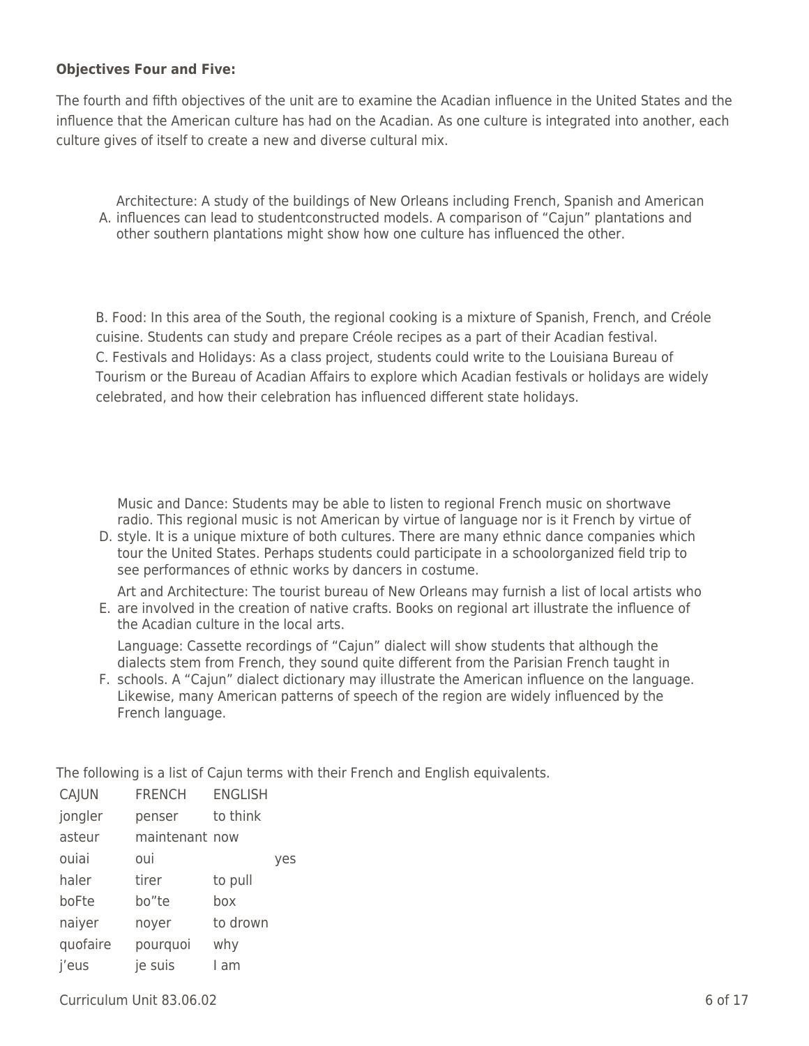**Objectives Four and Five:**

The fourth and fifth objectives of the unit are to examine the Acadian influence in the United States and the influence that the American culture has had on the Acadian. As one culture is integrated into another, each culture gives of itself to create a new and diverse cultural mix.

A. Architecture: A study of the buildings of New Orleans including French, Spanish and American influences can lead to studentconstructed models. A comparison of "Cajun" plantations and other southern plantations might show how one culture has influenced the other.

B. Food: In this area of the South, the regional cooking is a mixture of Spanish, French, and Créole cuisine. Students can study and prepare Créole recipes as a part of their Acadian festival.

C. Festivals and Holidays: As a class project, students could write to the Louisiana Bureau of Tourism or the Bureau of Acadian Affairs to explore which Acadian festivals or holidays are widely celebrated, and how their celebration has influenced different state holidays.

D. Music and Dance: Students may be able to listen to regional French music on shortwave radio. This regional music is not American by virtue of language nor is it French by virtue of style. It is a unique mixture of both cultures. There are many ethnic dance companies which tour the United States. Perhaps students could participate in a schoolorganized field trip to see performances of ethnic works by dancers in costume.

E. Art and Architecture: The tourist bureau of New Orleans may furnish a list of local artists who are involved in the creation of native crafts. Books on regional art illustrate the influence of the Acadian culture in the local arts.

F. Language: Cassette recordings of "Cajun" dialect will show students that although the dialects stem from French, they sound quite different from the Parisian French taught in schools. A "Cajun" dialect dictionary may illustrate the American influence on the language. Likewise, many American patterns of speech of the region are widely influenced by the French language.

The following is a list of Cajun terms with their French and English equivalents.

| CAJUN | FRENCH | ENGLISH |
|---|---|---|
| jongler | penser | to think |
| asteur | maintenant | now |
| ouiai | oui | yes |
| haler | tirer | to pull |
| boFte | bo"te | box |
| naiyer | noyer | to drown |
| quofaire | pourquoi | why |
| j'eus | je suis | I am |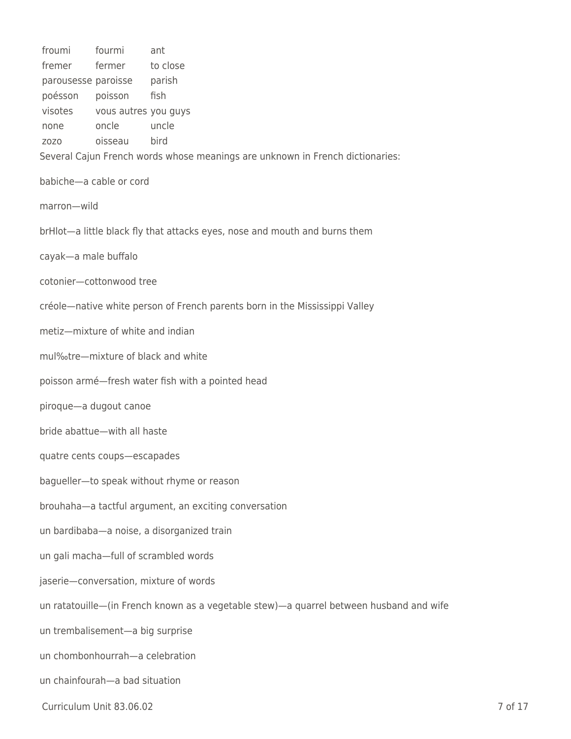| | | |
|---|---|---|
| froumi | fourmi | ant |
| fremer | fermer | to close |
| parousesse | paroisse | parish |
| poésson | poisson | fish |
| visotes | vous autres | you guys |
| none | oncle | uncle |
| zozo | oisseau | bird |

Several Cajun French words whose meanings are unknown in French dictionaries:

babiche—a cable or cord

marron—wild

brHlot—a little black fly that attacks eyes, nose and mouth and burns them

cayak—a male buffalo

cotonier—cottonwood tree

créole—native white person of French parents born in the Mississippi Valley

metiz—mixture of white and indian

mul‰tre—mixture of black and white

poisson armé—fresh water fish with a pointed head

piroque—a dugout canoe

bride abattue—with all haste

quatre cents coups—escapades

baguelller—to speak without rhyme or reason

brouhaha—a tactful argument, an exciting conversation

un bardibaba—a noise, a disorganized train

un gali macha—full of scrambled words

jaserie—conversation, mixture of words

un ratatouille—(in French known as a vegetable stew)—a quarrel between husband and wife

un trembalisement—a big surprise

un chombonhourrah—a celebration

un chainfourah—a bad situation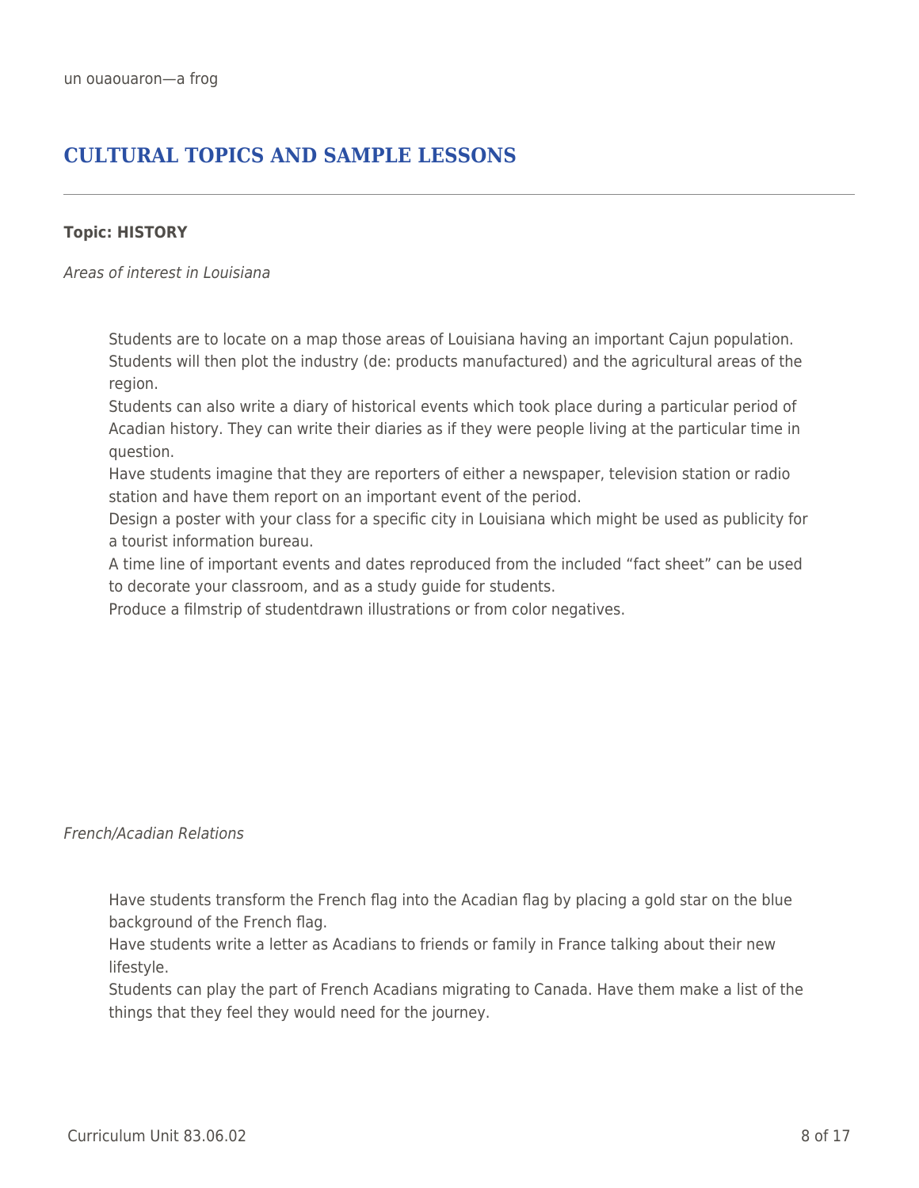un ouaouaron—a frog

## CULTURAL TOPICS AND SAMPLE LESSONS

---

**Topic: HISTORY**

*Areas of interest in Louisiana*

Students are to locate on a map those areas of Louisiana having an important Cajun population. Students will then plot the industry (de: products manufactured) and the agricultural areas of the region.
Students can also write a diary of historical events which took place during a particular period of Acadian history. They can write their diaries as if they were people living at the particular time in question.
Have students imagine that they are reporters of either a newspaper, television station or radio station and have them report on an important event of the period.
Design a poster with your class for a specific city in Louisiana which might be used as publicity for a tourist information bureau.
A time line of important events and dates reproduced from the included "fact sheet" can be used to decorate your classroom, and as a study guide for students.
Produce a filmstrip of studentdrawn illustrations or from color negatives.

*French/Acadian Relations*

Have students transform the French flag into the Acadian flag by placing a gold star on the blue background of the French flag.
Have students write a letter as Acadians to friends or family in France talking about their new lifestyle.
Students can play the part of French Acadians migrating to Canada. Have them make a list of the things that they feel they would need for the journey.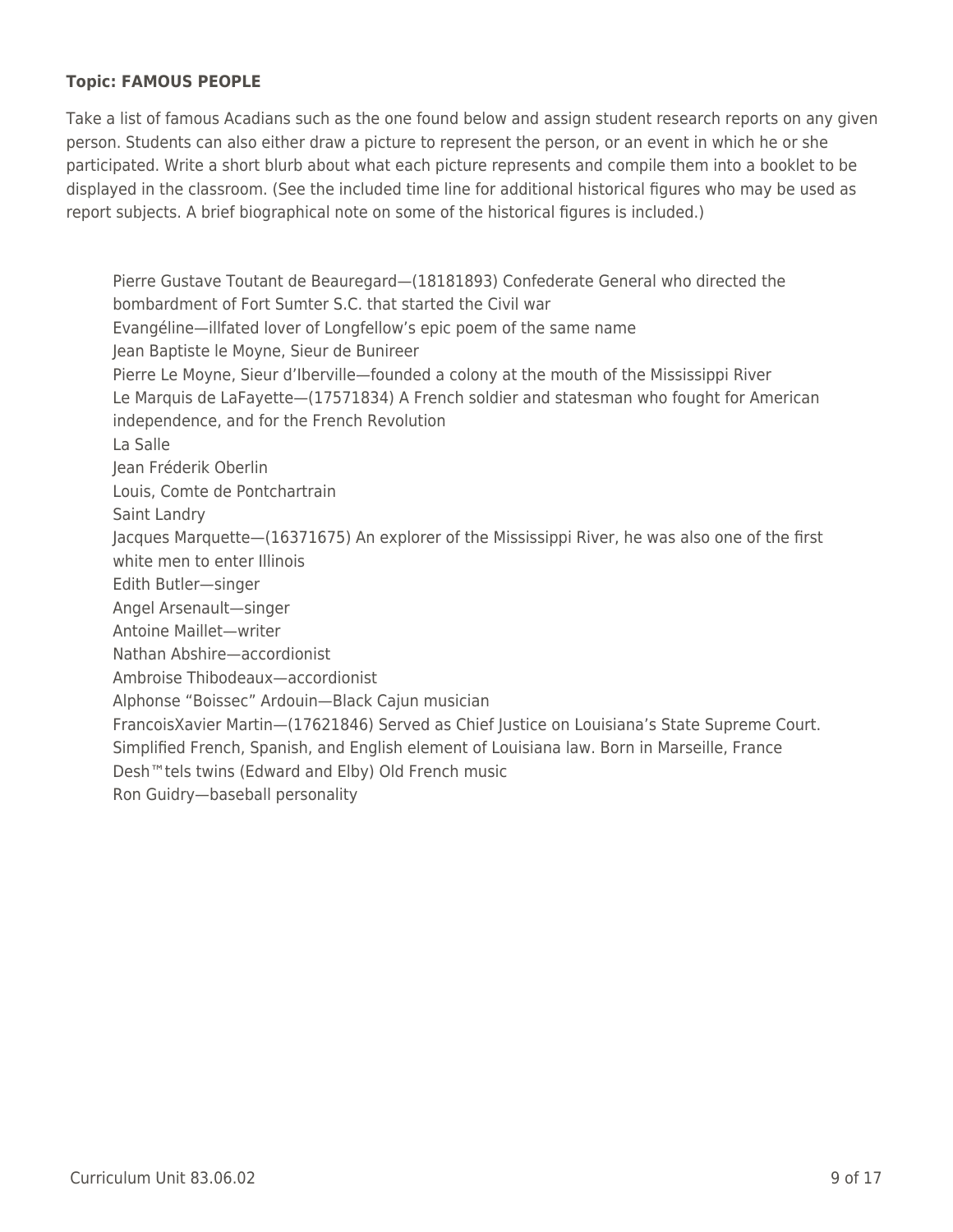**Topic: FAMOUS PEOPLE**

Take a list of famous Acadians such as the one found below and assign student research reports on any given person. Students can also either draw a picture to represent the person, or an event in which he or she participated. Write a short blurb about what each picture represents and compile them into a booklet to be displayed in the classroom. (See the included time line for additional historical figures who may be used as report subjects. A brief biographical note on some of the historical figures is included.)

Pierre Gustave Toutant de Beauregard—(18181893) Confederate General who directed the bombardment of Fort Sumter S.C. that started the Civil war
Evangéline—illfated lover of Longfellow's epic poem of the same name
Jean Baptiste le Moyne, Sieur de Bunireer
Pierre Le Moyne, Sieur d'Iberville—founded a colony at the mouth of the Mississippi River
Le Marquis de LaFayette—(17571834) A French soldier and statesman who fought for American independence, and for the French Revolution
La Salle
Jean Fréderik Oberlin
Louis, Comte de Pontchartrain
Saint Landry
Jacques Marquette—(16371675) An explorer of the Mississippi River, he was also one of the first white men to enter Illinois
Edith Butler—singer
Angel Arsenault—singer
Antoine Maillet—writer
Nathan Abshire—accordionist
Ambroise Thibodeaux—accordionist
Alphonse "Boissec" Ardouin—Black Cajun musician
FrancoisXavier Martin—(17621846) Served as Chief Justice on Louisiana's State Supreme Court. Simplified French, Spanish, and English element of Louisiana law. Born in Marseille, France
Desh™tels twins (Edward and Elby) Old French music
Ron Guidry—baseball personality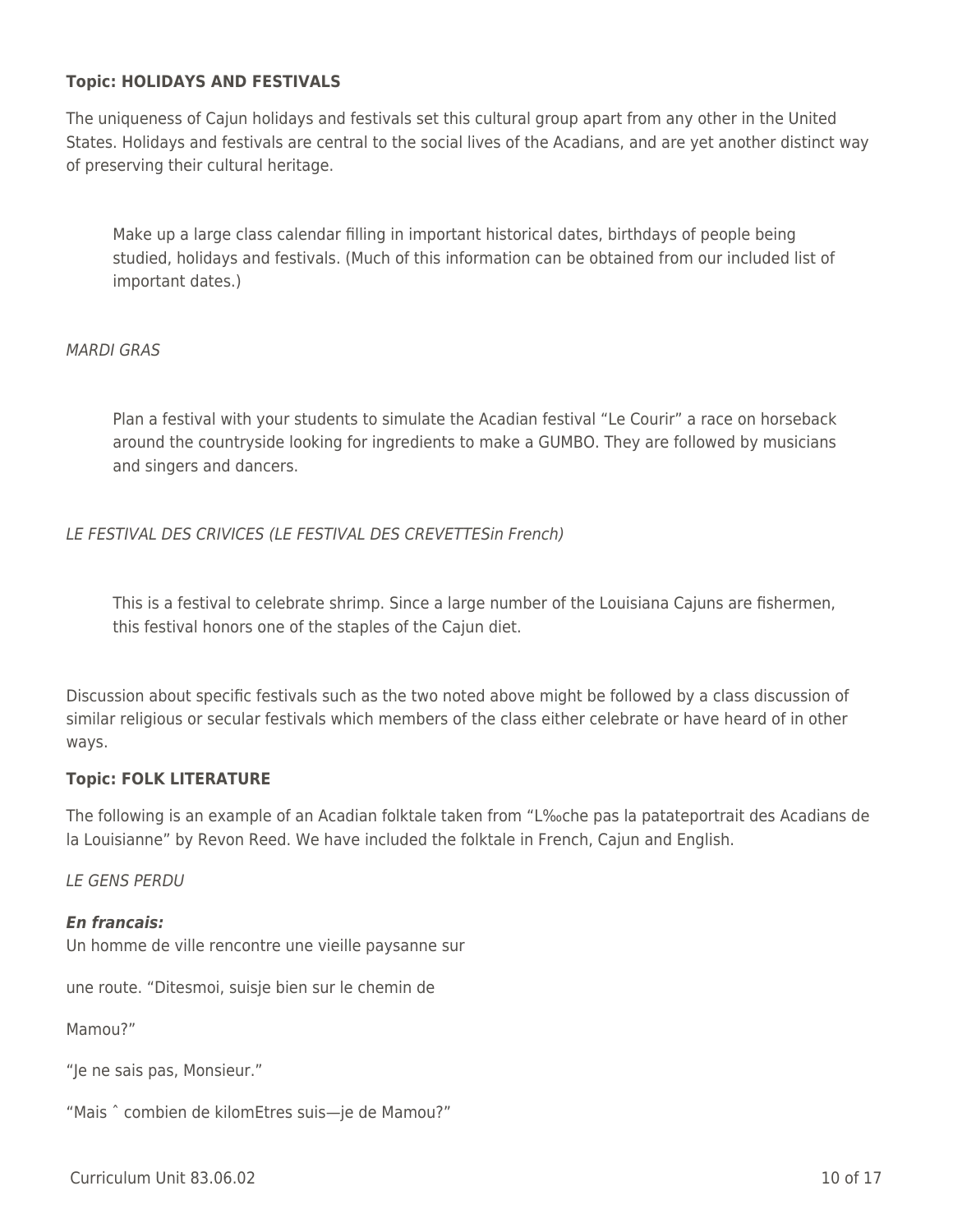**Topic: HOLIDAYS AND FESTIVALS**

The uniqueness of Cajun holidays and festivals set this cultural group apart from any other in the United States. Holidays and festivals are central to the social lives of the Acadians, and are yet another distinct way of preserving their cultural heritage.

> Make up a large class calendar filling in important historical dates, birthdays of people being studied, holidays and festivals. (Much of this information can be obtained from our included list of important dates.)

*MARDI GRAS*

> Plan a festival with your students to simulate the Acadian festival "Le Courir" a race on horseback around the countryside looking for ingredients to make a GUMBO. They are followed by musicians and singers and dancers.

*LE FESTIVAL DES CRIVICES (LE FESTIVAL DES CREVETTESin French)*

> This is a festival to celebrate shrimp. Since a large number of the Louisiana Cajuns are fishermen, this festival honors one of the staples of the Cajun diet.

Discussion about specific festivals such as the two noted above might be followed by a class discussion of similar religious or secular festivals which members of the class either celebrate or have heard of in other ways.

**Topic: FOLK LITERATURE**

The following is an example of an Acadian folktale taken from "L‰che pas la patateportrait des Acadians de la Louisianne" by Revon Reed. We have included the folktale in French, Cajun and English.

*LE GENS PERDU*

***En francais:***
Un homme de ville rencontre une vieille paysanne sur

une route. "Ditesmoi, suisje bien sur le chemin de

Mamou?"

"Je ne sais pas, Monsieur."

"Mais ˆ combien de kilomEtres suis—je de Mamou?"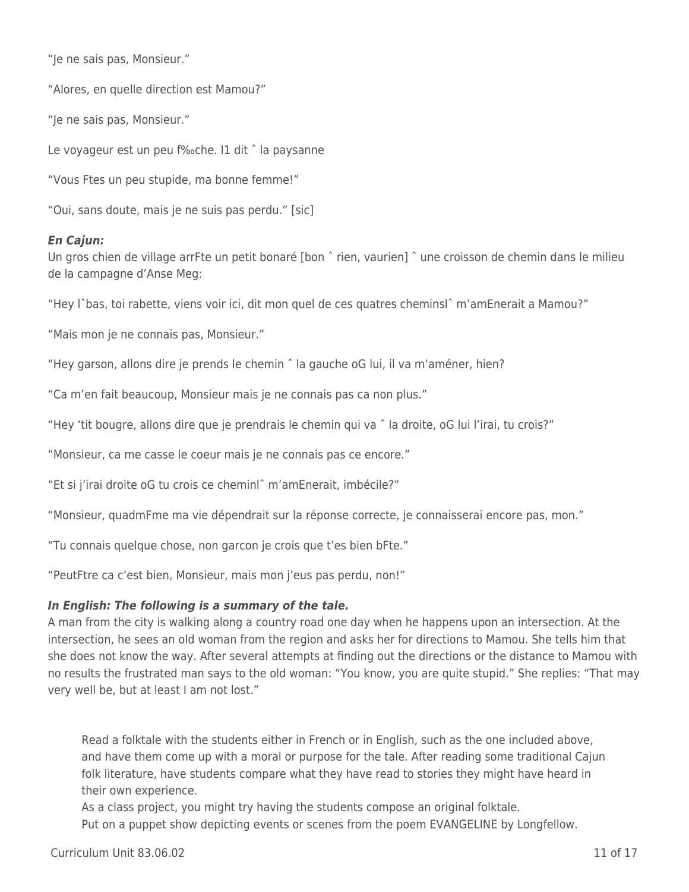"Je ne sais pas, Monsieur."

"Alores, en quelle direction est Mamou?"

"Je ne sais pas, Monsieur."

Le voyageur est un peu f‰che. I1 dit ˆ la paysanne

"Vous Ftes un peu stupide, ma bonne femme!"

"Oui, sans doute, mais je ne suis pas perdu." [sic]

***En Cajun:***
Un gros chien de village arrFte un petit bonaré [bon ˆ rien, vaurien] ˆ une croisson de chemin dans le milieu de la campagne d'Anse Meg:

"Hey lˆbas, toi rabette, viens voir ici, dit mon quel de ces quatres cheminslˆ m'amEnerait a Mamou?"

"Mais mon je ne connais pas, Monsieur."

"Hey garson, allons dire je prends le chemin ˆ la gauche oG lui, il va m'améner, hien?

"Ca m'en fait beaucoup, Monsieur mais je ne connais pas ca non plus."

"Hey 'tit bougre, allons dire que je prendrais le chemin qui va ˆ la droite, oG lui l'irai, tu crois?"

"Monsieur, ca me casse le coeur mais je ne connais pas ce encore."

"Et si j'irai droite oG tu crois ce cheminlˆ m'amEnerait, imbécile?"

"Monsieur, quadmFme ma vie dépendrait sur la réponse correcte, je connaisserai encore pas, mon."

"Tu connais quelque chose, non garcon je crois que t'es bien bFte."

"PeutFtre ca c'est bien, Monsieur, mais mon j'eus pas perdu, non!"

***In English: The following is a summary of the tale.***
A man from the city is walking along a country road one day when he happens upon an intersection. At the intersection, he sees an old woman from the region and asks her for directions to Mamou. She tells him that she does not know the way. After several attempts at finding out the directions or the distance to Mamou with no results the frustrated man says to the old woman: "You know, you are quite stupid." She replies: "That may very well be, but at least I am not lost."

> Read a folktale with the students either in French or in English, such as the one included above, and have them come up with a moral or purpose for the tale. After reading some traditional Cajun folk literature, have students compare what they have read to stories they might have heard in their own experience.
> As a class project, you might try having the students compose an original folktale.
> Put on a puppet show depicting events or scenes from the poem EVANGELINE by Longfellow.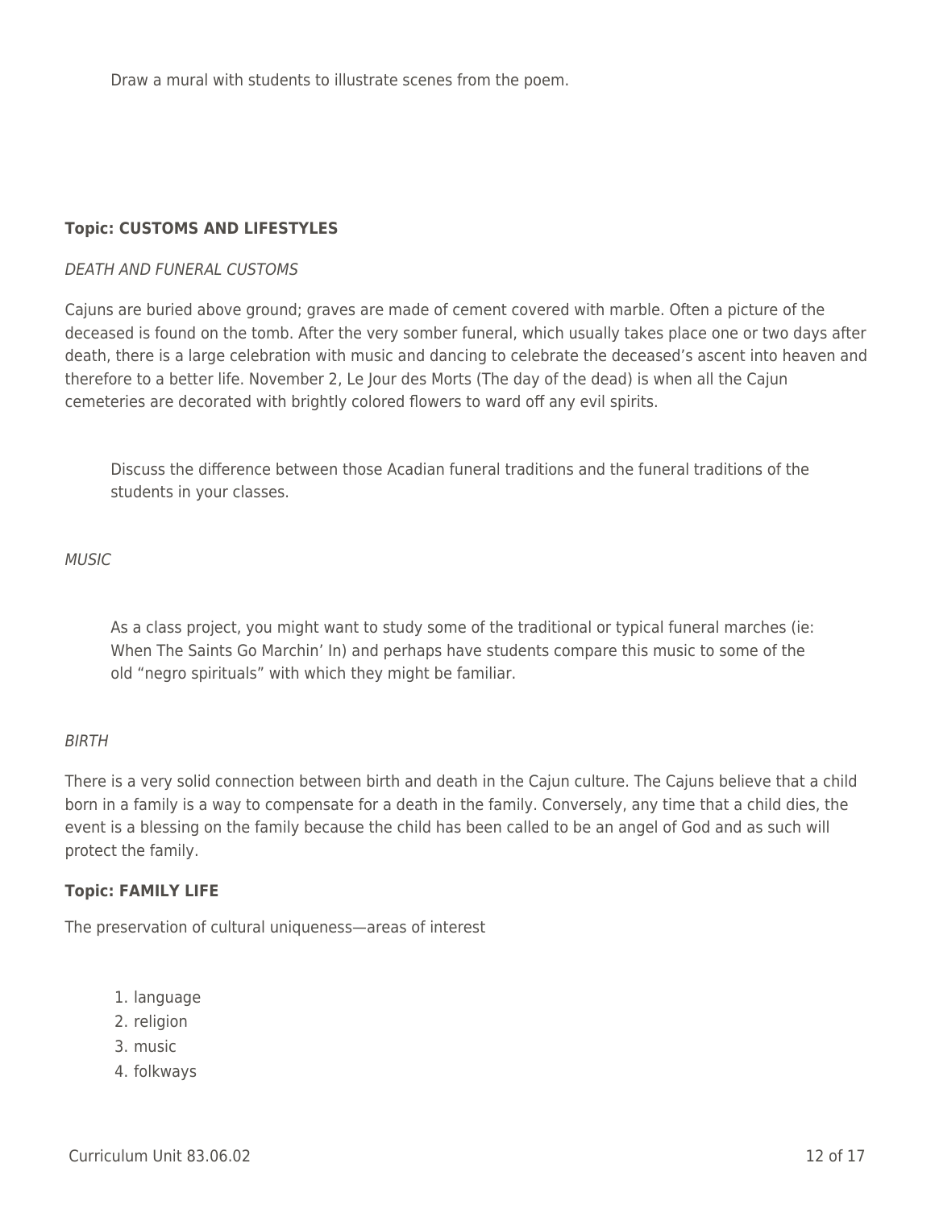Draw a mural with students to illustrate scenes from the poem.

**Topic: CUSTOMS AND LIFESTYLES**

*DEATH AND FUNERAL CUSTOMS*

Cajuns are buried above ground; graves are made of cement covered with marble. Often a picture of the deceased is found on the tomb. After the very somber funeral, which usually takes place one or two days after death, there is a large celebration with music and dancing to celebrate the deceased's ascent into heaven and therefore to a better life. November 2, Le Jour des Morts (The day of the dead) is when all the Cajun cemeteries are decorated with brightly colored flowers to ward off any evil spirits.

> Discuss the difference between those Acadian funeral traditions and the funeral traditions of the students in your classes.

*MUSIC*

> As a class project, you might want to study some of the traditional or typical funeral marches (ie: When The Saints Go Marchin' In) and perhaps have students compare this music to some of the old "negro spirituals" with which they might be familiar.

*BIRTH*

There is a very solid connection between birth and death in the Cajun culture. The Cajuns believe that a child born in a family is a way to compensate for a death in the family. Conversely, any time that a child dies, the event is a blessing on the family because the child has been called to be an angel of God and as such will protect the family.

**Topic: FAMILY LIFE**

The preservation of cultural uniqueness—areas of interest

1. language
2. religion
3. music
4. folkways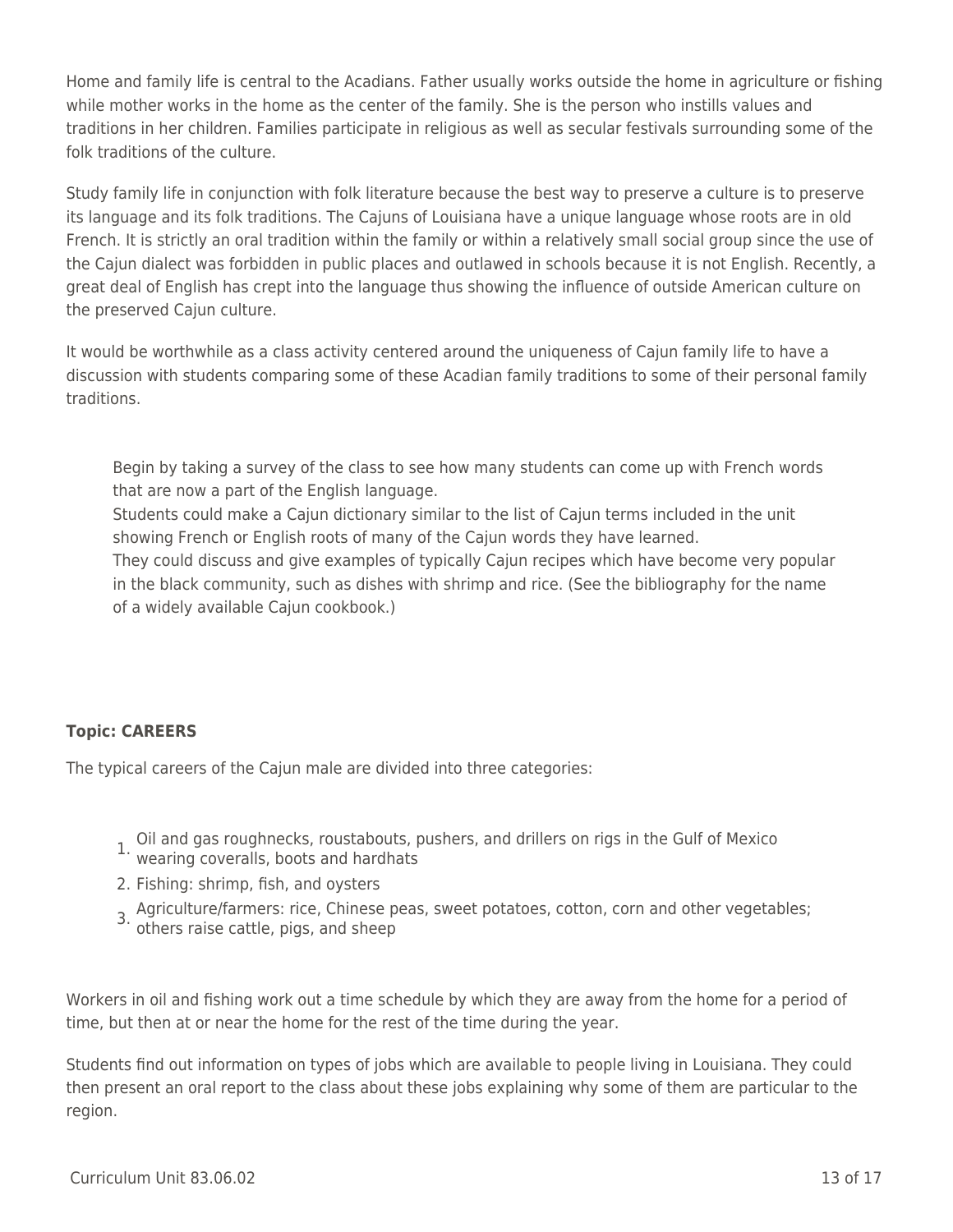Home and family life is central to the Acadians. Father usually works outside the home in agriculture or fishing while mother works in the home as the center of the family. She is the person who instills values and traditions in her children. Families participate in religious as well as secular festivals surrounding some of the folk traditions of the culture.

Study family life in conjunction with folk literature because the best way to preserve a culture is to preserve its language and its folk traditions. The Cajuns of Louisiana have a unique language whose roots are in old French. It is strictly an oral tradition within the family or within a relatively small social group since the use of the Cajun dialect was forbidden in public places and outlawed in schools because it is not English. Recently, a great deal of English has crept into the language thus showing the influence of outside American culture on the preserved Cajun culture.

It would be worthwhile as a class activity centered around the uniqueness of Cajun family life to have a discussion with students comparing some of these Acadian family traditions to some of their personal family traditions.

> Begin by taking a survey of the class to see how many students can come up with French words that are now a part of the English language.
> Students could make a Cajun dictionary similar to the list of Cajun terms included in the unit showing French or English roots of many of the Cajun words they have learned.
> They could discuss and give examples of typically Cajun recipes which have become very popular in the black community, such as dishes with shrimp and rice. (See the bibliography for the name of a widely available Cajun cookbook.)

**Topic: CAREERS**

The typical careers of the Cajun male are divided into three categories:

1. Oil and gas roughnecks, roustabouts, pushers, and drillers on rigs in the Gulf of Mexico wearing coveralls, boots and hardhats
2. Fishing: shrimp, fish, and oysters
3. Agriculture/farmers: rice, Chinese peas, sweet potatoes, cotton, corn and other vegetables; others raise cattle, pigs, and sheep

Workers in oil and fishing work out a time schedule by which they are away from the home for a period of time, but then at or near the home for the rest of the time during the year.

Students find out information on types of jobs which are available to people living in Louisiana. They could then present an oral report to the class about these jobs explaining why some of them are particular to the region.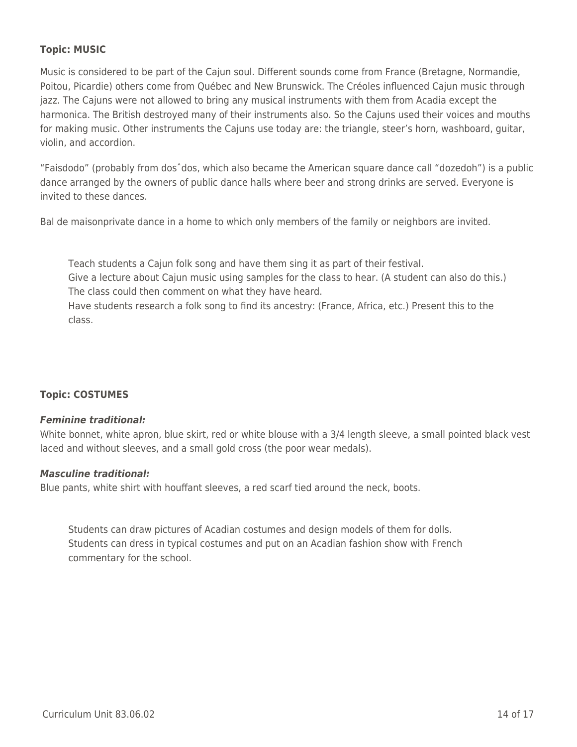**Topic: MUSIC**

Music is considered to be part of the Cajun soul. Different sounds come from France (Bretagne, Normandie, Poitou, Picardie) others come from Québec and New Brunswick. The Créoles influenced Cajun music through jazz. The Cajuns were not allowed to bring any musical instruments with them from Acadia except the harmonica. The British destroyed many of their instruments also. So the Cajuns used their voices and mouths for making music. Other instruments the Cajuns use today are: the triangle, steer's horn, washboard, guitar, violin, and accordion.

"Faisdodo" (probably from dosˆdos, which also became the American square dance call "dozedoh") is a public dance arranged by the owners of public dance halls where beer and strong drinks are served. Everyone is invited to these dances.

Bal de maisonprivate dance in a home to which only members of the family or neighbors are invited.

Teach students a Cajun folk song and have them sing it as part of their festival.
Give a lecture about Cajun music using samples for the class to hear. (A student can also do this.) The class could then comment on what they have heard.
Have students research a folk song to find its ancestry: (France, Africa, etc.) Present this to the class.

**Topic: COSTUMES**

***Feminine traditional:***
White bonnet, white apron, blue skirt, red or white blouse with a 3/4 length sleeve, a small pointed black vest laced and without sleeves, and a small gold cross (the poor wear medals).

***Masculine traditional:***
Blue pants, white shirt with houffant sleeves, a red scarf tied around the neck, boots.

Students can draw pictures of Acadian costumes and design models of them for dolls.
Students can dress in typical costumes and put on an Acadian fashion show with French commentary for the school.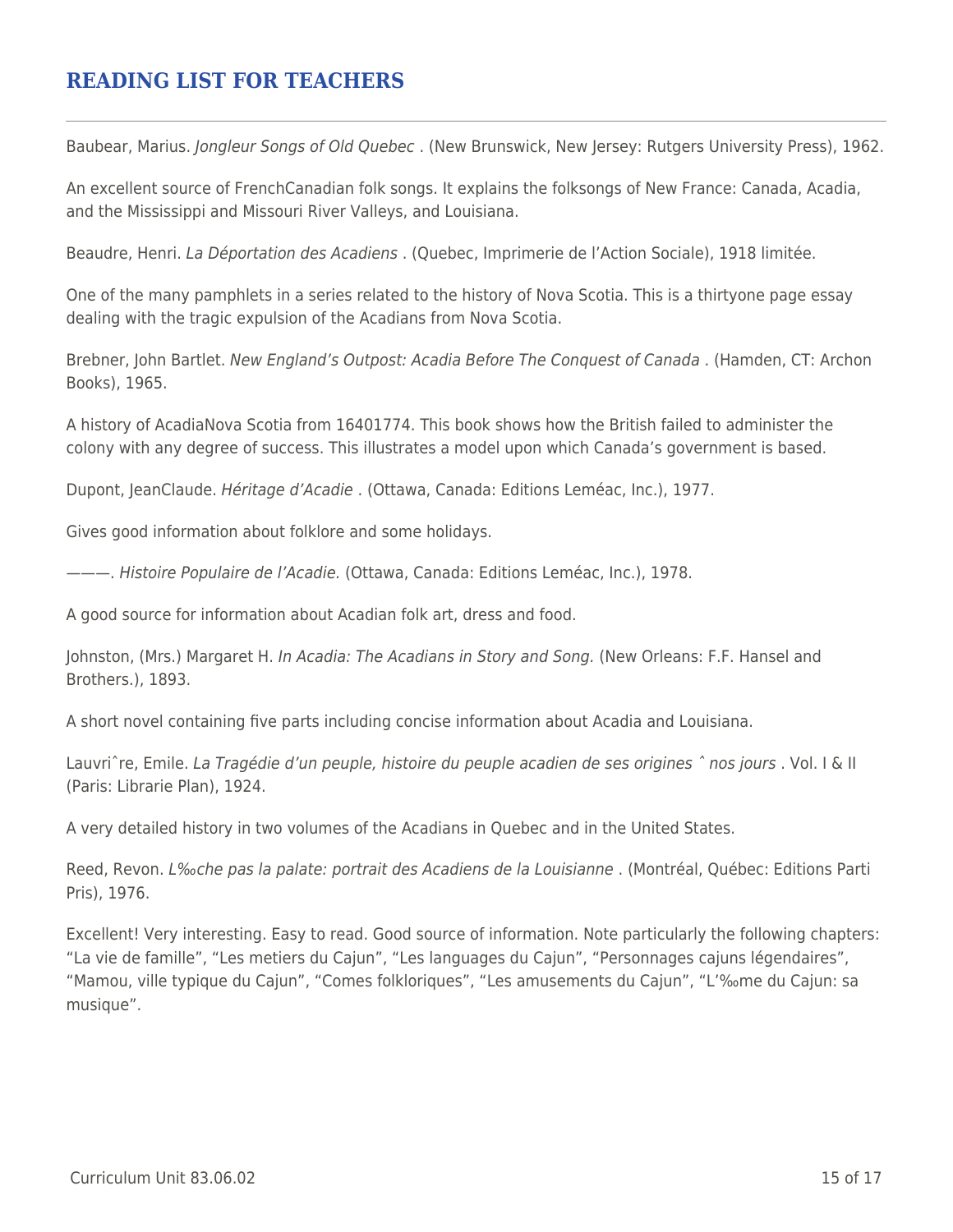# READING LIST FOR TEACHERS

Baubear, Marius. *Jongleur Songs of Old Quebec* . (New Brunswick, New Jersey: Rutgers University Press), 1962.

An excellent source of FrenchCanadian folk songs. It explains the folksongs of New France: Canada, Acadia, and the Mississippi and Missouri River Valleys, and Louisiana.

Beaudre, Henri. *La Déportation des Acadiens* . (Quebec, Imprimerie de l'Action Sociale), 1918 limitée.

One of the many pamphlets in a series related to the history of Nova Scotia. This is a thirtyone page essay dealing with the tragic expulsion of the Acadians from Nova Scotia.

Brebner, John Bartlet. *New England's Outpost: Acadia Before The Conquest of Canada* . (Hamden, CT: Archon Books), 1965.

A history of AcadiaNova Scotia from 16401774. This book shows how the British failed to administer the colony with any degree of success. This illustrates a model upon which Canada's government is based.

Dupont, JeanClaude. *Héritage d'Acadie* . (Ottawa, Canada: Editions Leméac, Inc.), 1977.

Gives good information about folklore and some holidays.

———. *Histoire Populaire de l'Acadie.* (Ottawa, Canada: Editions Leméac, Inc.), 1978.

A good source for information about Acadian folk art, dress and food.

Johnston, (Mrs.) Margaret H. *In Acadia: The Acadians in Story and Song.* (New Orleans: F.F. Hansel and Brothers.), 1893.

A short novel containing five parts including concise information about Acadia and Louisiana.

Lauvriˆre, Emile. *La Tragédie d'un peuple, histoire du peuple acadien de ses origines ˆ nos jours* . Vol. I & II (Paris: Librarie Plan), 1924.

A very detailed history in two volumes of the Acadians in Quebec and in the United States.

Reed, Revon. *L‰che pas la palate: portrait des Acadiens de la Louisianne* . (Montréal, Québec: Editions Parti Pris), 1976.

Excellent! Very interesting. Easy to read. Good source of information. Note particularly the following chapters: "La vie de famille", "Les metiers du Cajun", "Les languages du Cajun", "Personnages cajuns légendaires", "Mamou, ville typique du Cajun", "Comes folkloriques", "Les amusements du Cajun", "L'‰me du Cajun: sa musique".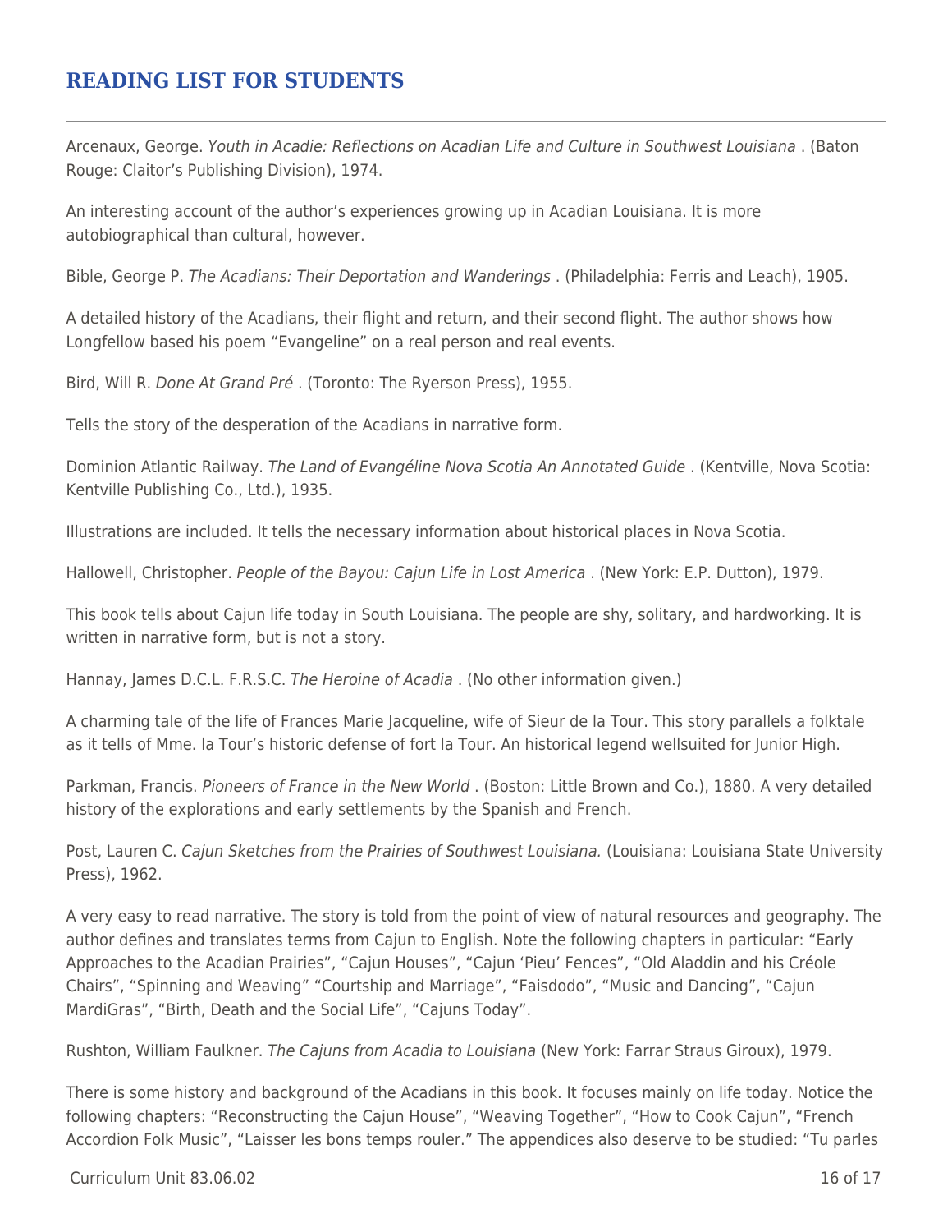## READING LIST FOR STUDENTS

Arcenaux, George. *Youth in Acadie: Reflections on Acadian Life and Culture in Southwest Louisiana* . (Baton Rouge: Claitor's Publishing Division), 1974.

An interesting account of the author's experiences growing up in Acadian Louisiana. It is more autobiographical than cultural, however.

Bible, George P. *The Acadians: Their Deportation and Wanderings* . (Philadelphia: Ferris and Leach), 1905.

A detailed history of the Acadians, their flight and return, and their second flight. The author shows how Longfellow based his poem "Evangeline" on a real person and real events.

Bird, Will R. *Done At Grand Pré* . (Toronto: The Ryerson Press), 1955.

Tells the story of the desperation of the Acadians in narrative form.

Dominion Atlantic Railway. *The Land of Evangéline Nova Scotia An Annotated Guide* . (Kentville, Nova Scotia: Kentville Publishing Co., Ltd.), 1935.

Illustrations are included. It tells the necessary information about historical places in Nova Scotia.

Hallowell, Christopher. *People of the Bayou: Cajun Life in Lost America* . (New York: E.P. Dutton), 1979.

This book tells about Cajun life today in South Louisiana. The people are shy, solitary, and hardworking. It is written in narrative form, but is not a story.

Hannay, James D.C.L. F.R.S.C. *The Heroine of Acadia* . (No other information given.)

A charming tale of the life of Frances Marie Jacqueline, wife of Sieur de la Tour. This story parallels a folktale as it tells of Mme. la Tour's historic defense of fort la Tour. An historical legend wellsuited for Junior High.

Parkman, Francis. *Pioneers of France in the New World* . (Boston: Little Brown and Co.), 1880. A very detailed history of the explorations and early settlements by the Spanish and French.

Post, Lauren C. *Cajun Sketches from the Prairies of Southwest Louisiana.* (Louisiana: Louisiana State University Press), 1962.

A very easy to read narrative. The story is told from the point of view of natural resources and geography. The author defines and translates terms from Cajun to English. Note the following chapters in particular: "Early Approaches to the Acadian Prairies", "Cajun Houses", "Cajun 'Pieu' Fences", "Old Aladdin and his Créole Chairs", "Spinning and Weaving" "Courtship and Marriage", "Faisdodo", "Music and Dancing", "Cajun MardiGras", "Birth, Death and the Social Life", "Cajuns Today".

Rushton, William Faulkner. *The Cajuns from Acadia to Louisiana* (New York: Farrar Straus Giroux), 1979.

There is some history and background of the Acadians in this book. It focuses mainly on life today. Notice the following chapters: "Reconstructing the Cajun House", "Weaving Together", "How to Cook Cajun", "French Accordion Folk Music", "Laisser les bons temps rouler." The appendices also deserve to be studied: "Tu parles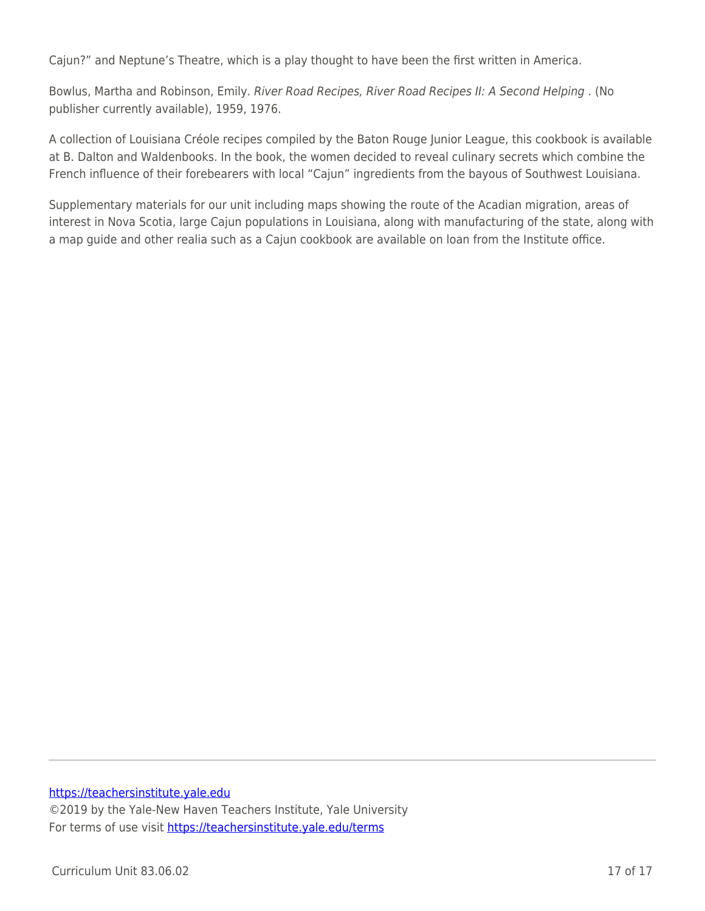Cajun?" and Neptune's Theatre, which is a play thought to have been the first written in America.

Bowlus, Martha and Robinson, Emily. *River Road Recipes, River Road Recipes II: A Second Helping* . (No publisher currently available), 1959, 1976.

A collection of Louisiana Créole recipes compiled by the Baton Rouge Junior League, this cookbook is available at B. Dalton and Waldenbooks. In the book, the women decided to reveal culinary secrets which combine the French influence of their forebearers with local "Cajun" ingredients from the bayous of Southwest Louisiana.

Supplementary materials for our unit including maps showing the route of the Acadian migration, areas of interest in Nova Scotia, large Cajun populations in Louisiana, along with manufacturing of the state, along with a map guide and other realia such as a Cajun cookbook are available on loan from the Institute office.

---

https://teachersinstitute.yale.edu
©2019 by the Yale-New Haven Teachers Institute, Yale University
For terms of use visit https://teachersinstitute.yale.edu/terms